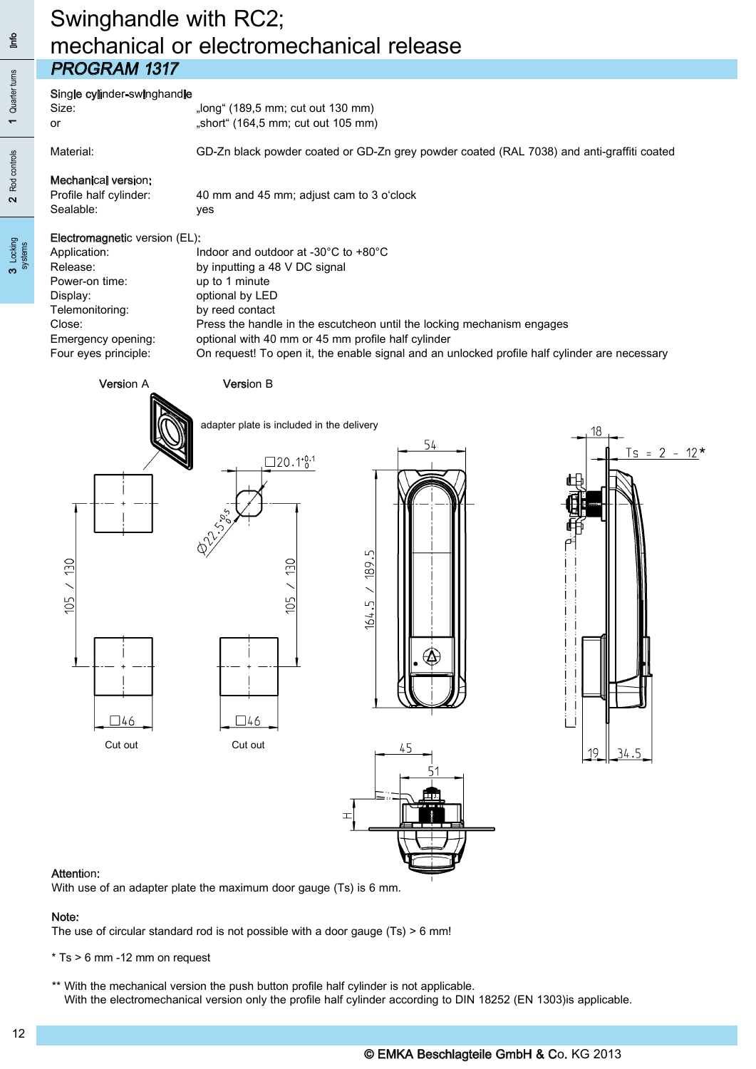# Swinghandle with RC2; mechanical or electromechanical release

## PROGRAM 1317

**Single cylinder-swinghandle**

| | |
|---|---|
| Size: | „long“ (189,5 mm; cut out 130 mm) |
| or | „short“ (164,5 mm; cut out 105 mm) |
| Material: | GD-Zn black powder coated or GD-Zn grey powder coated (RAL 7038) and anti-graffiti coated |

**Mechanical version:**

| | |
|---|---|
| Profile half cylinder: | 40 mm and 45 mm; adjust cam to 3 o‘clock |
| Sealable: | yes |

**Electromagnetic version (EL):**

| | |
|---|---|
| Application: | Indoor and outdoor at -30°C to +80°C |
| Release: | by inputting a 48 V DC signal |
| Power-on time: | up to 1 minute |
| Display: | optional by LED |
| Telemonitoring: | by reed contact |
| Close: | Press the handle in the escutcheon until the locking mechanism engages |
| Emergency opening: | optional with 40 mm or 45 mm profile half cylinder |
| Four eyes principle: | On request! To open it, the enable signal and an unlocked profile half cylinder are necessary |

Version A

Version B

adapter plate is included in the delivery

□20.1$^{+0.1}_{0}$

Ø22.5$^{+0.5}_{0}$

105 / 130

105 / 130

□46

□46

Cut out

Cut out

54

164.5 / 189.5

18

Ts = 2 - 12*

19

34.5

45

51

H

**Attention:**
With use of an adapter plate the maximum door gauge (Ts) is 6 mm.

**Note:**
The use of circular standard rod is not possible with a door gauge (Ts) > 6 mm!

\* Ts > 6 mm -12 mm on request

\** With the mechanical version the push button profile half cylinder is not applicable.
With the electromechanical version only the profile half cylinder according to DIN 18252 (EN 1303)is applicable.

© EMKA Beschlagteile GmbH & Co. KG 2013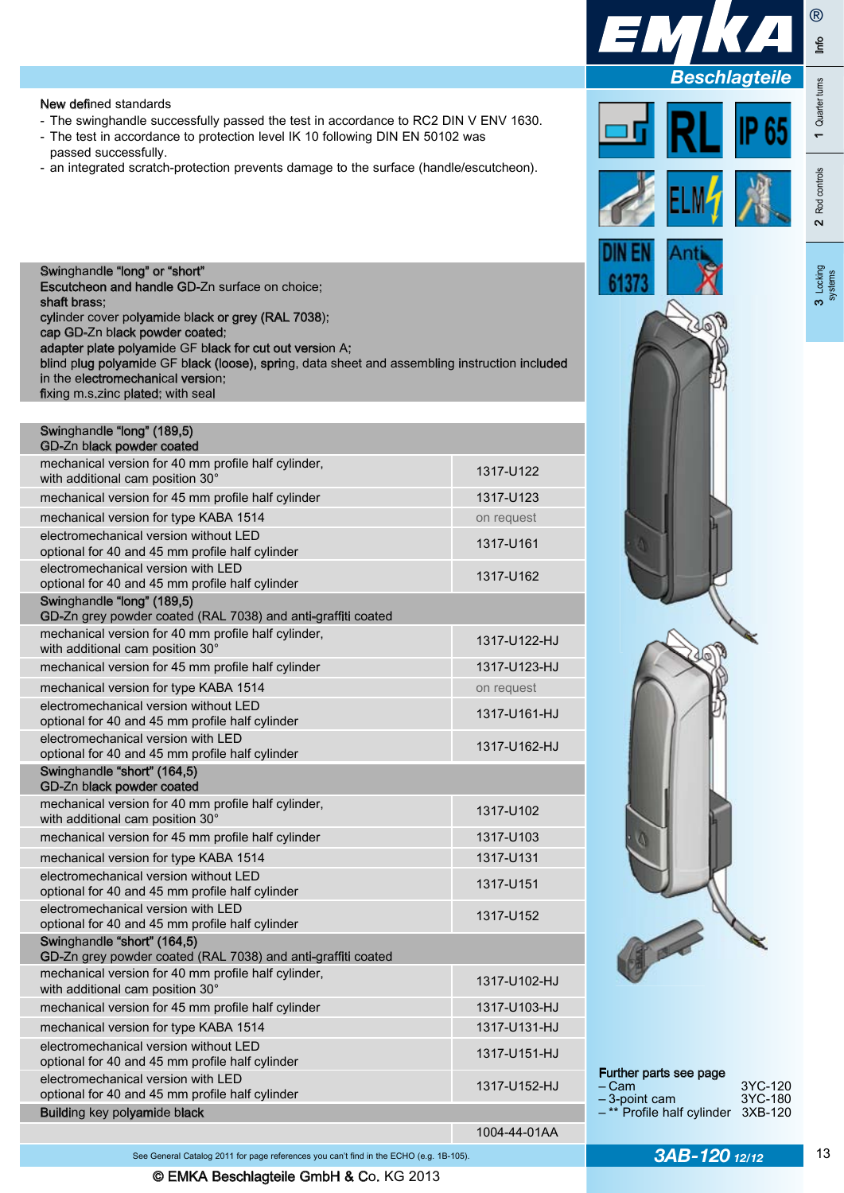New defined standards

- The swinghandle successfully passed the test in accordance to RC2 DIN V ENV 1630.
- The test in accordance to protection level IK 10 following DIN EN 50102 was passed successfully.
- an integrated scratch-protection prevents damage to the surface (handle/escutcheon).

Swinghandle "long" or "short"
Escutcheon and handle GD-Zn surface on choice;
shaft brass;
cylinder cover polyamide black or grey (RAL 7038);
cap GD-Zn black powder coated;
adapter plate polyamide GF black for cut out version A;
blind plug polyamide GF black (loose), spring, data sheet and assembling instruction included in the electromechanical version;
fixing m.s.zinc plated; with seal

| | |
|---|---|
| **Swinghandle "long" (189,5) GD-Zn black powder coated** | |
| mechanical version for 40 mm profile half cylinder, with additional cam position 30° | 1317-U122 |
| mechanical version for 45 mm profile half cylinder | 1317-U123 |
| mechanical version for type KABA 1514 | on request |
| electromechanical version without LED optional for 40 and 45 mm profile half cylinder | 1317-U161 |
| electromechanical version with LED optional for 40 and 45 mm profile half cylinder | 1317-U162 |
| **Swinghandle "long" (189,5) GD-Zn grey powder coated (RAL 7038) and anti-graffiti coated** | |
| mechanical version for 40 mm profile half cylinder, with additional cam position 30° | 1317-U122-HJ |
| mechanical version for 45 mm profile half cylinder | 1317-U123-HJ |
| mechanical version for type KABA 1514 | on request |
| electromechanical version without LED optional for 40 and 45 mm profile half cylinder | 1317-U161-HJ |
| electromechanical version with LED optional for 40 and 45 mm profile half cylinder | 1317-U162-HJ |
| **Swinghandle "short" (164,5) GD-Zn black powder coated** | |
| mechanical version for 40 mm profile half cylinder, with additional cam position 30° | 1317-U102 |
| mechanical version for 45 mm profile half cylinder | 1317-U103 |
| mechanical version for type KABA 1514 | 1317-U131 |
| electromechanical version without LED optional for 40 and 45 mm profile half cylinder | 1317-U151 |
| electromechanical version with LED optional for 40 and 45 mm profile half cylinder | 1317-U152 |
| **Swinghandle "short" (164,5) GD-Zn grey powder coated (RAL 7038) and anti-graffiti coated** | |
| mechanical version for 40 mm profile half cylinder, with additional cam position 30° | 1317-U102-HJ |
| mechanical version for 45 mm profile half cylinder | 1317-U103-HJ |
| mechanical version for type KABA 1514 | 1317-U131-HJ |
| electromechanical version without LED optional for 40 and 45 mm profile half cylinder | 1317-U151-HJ |
| electromechanical version with LED optional for 40 and 45 mm profile half cylinder | 1317-U152-HJ |
| **Building key polyamide black** | |
| | 1004-44-01AA |

**Further parts see page**

| | |
|---|---|
| – Cam | 3YC-120 |
| – 3-point cam | 3YC-180 |
| – ** Profile half cylinder | 3XB-120 |

See General Catalog 2011 for page references you can't find in the ECHO (e.g. 1B-105).

© EMKA Beschlagteile GmbH & Co. KG 2013

3AB-120 12/12